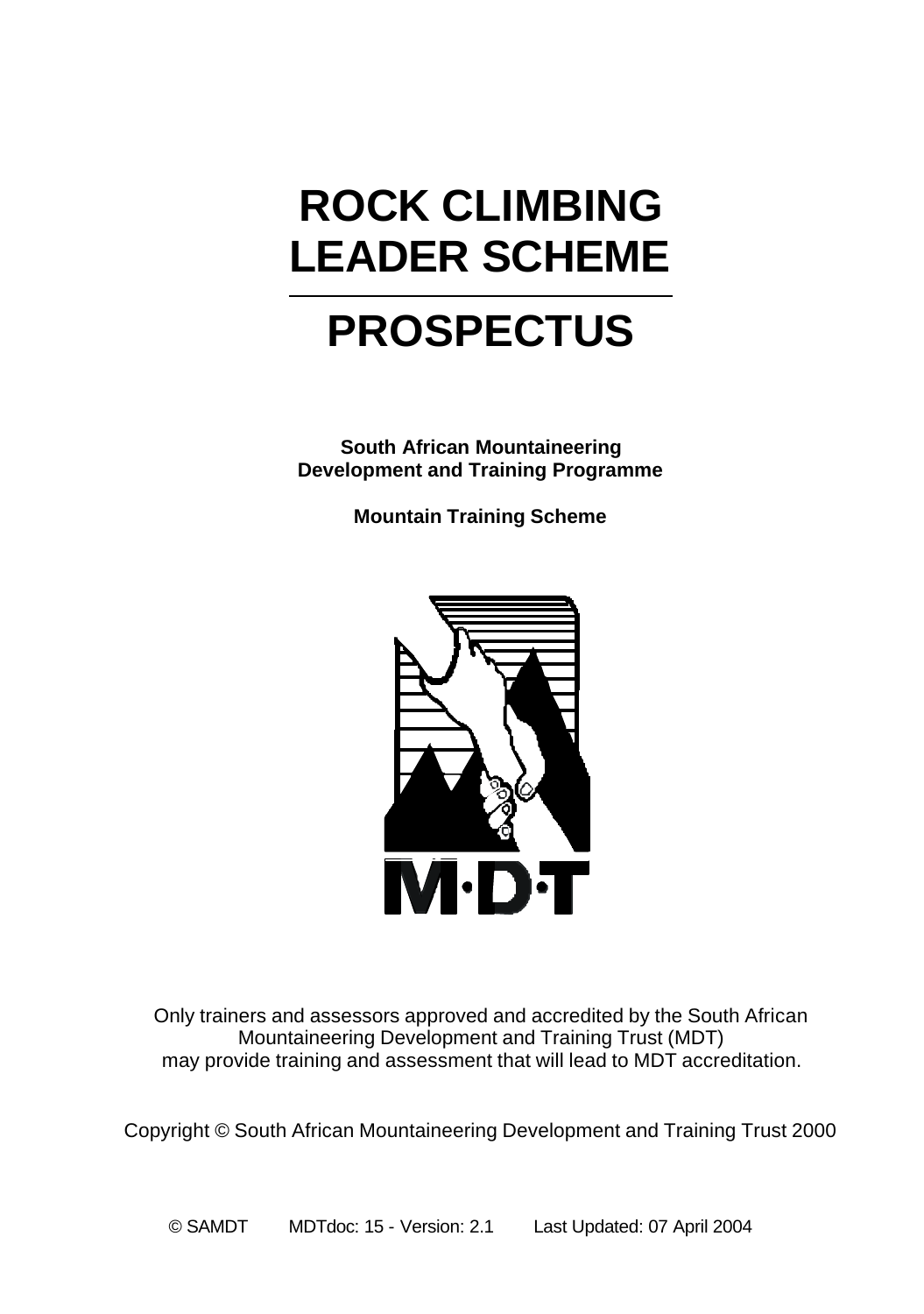# ROCK CLIMBING LEADER SCHEME

# PROSPECTUS

**South African Mountaineering Development and Training Programme**

**Mountain Training Scheme**

M·D·T

Only trainers and assessors approved and accredited by the South African Mountaineering Development and Training Trust (MDT) may provide training and assessment that will lead to MDT accreditation.

Copyright © South African Mountaineering Development and Training Trust 2000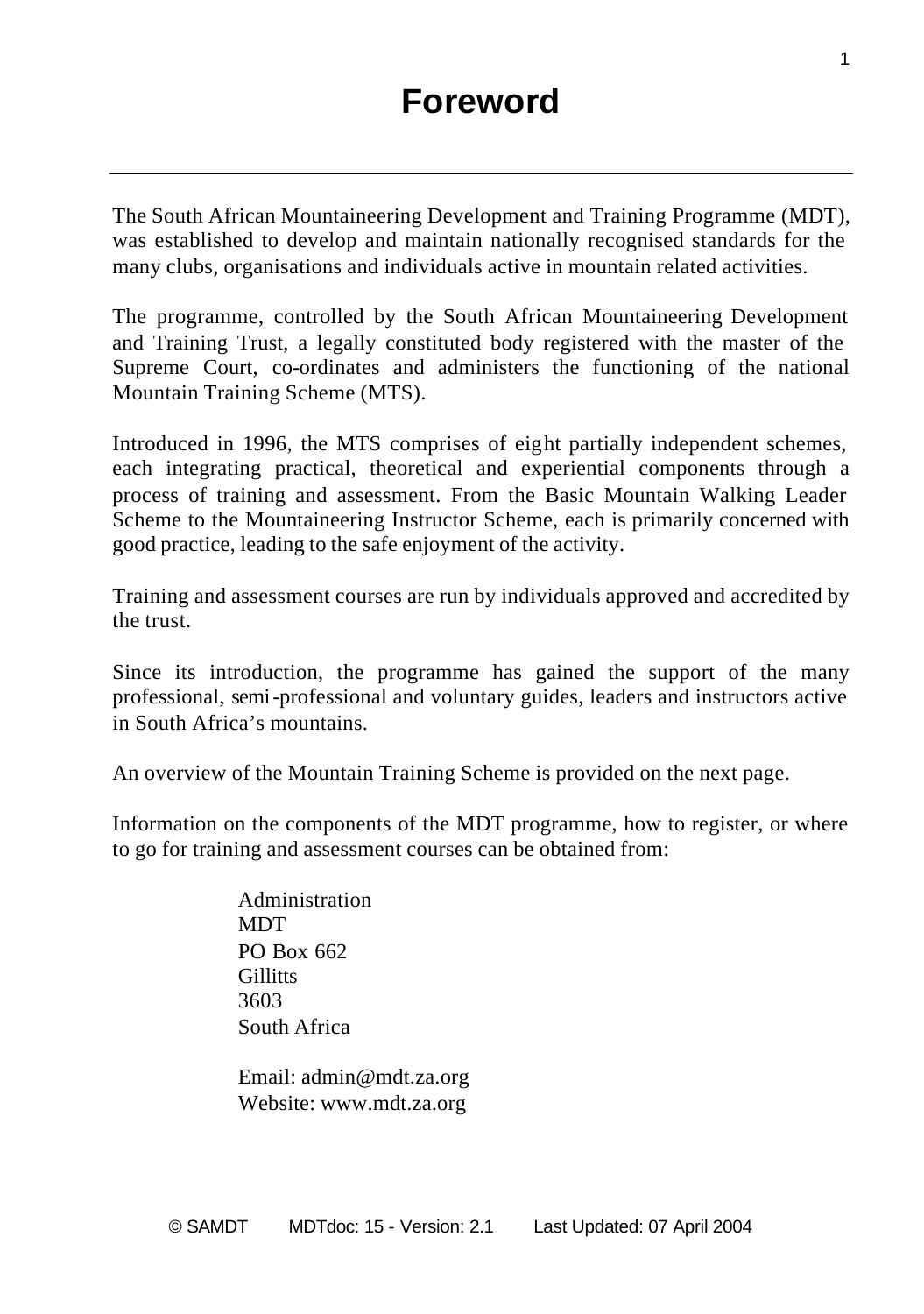# Foreword

The South African Mountaineering Development and Training Programme (MDT), was established to develop and maintain nationally recognised standards for the many clubs, organisations and individuals active in mountain related activities.

The programme, controlled by the South African Mountaineering Development and Training Trust, a legally constituted body registered with the master of the Supreme Court, co-ordinates and administers the functioning of the national Mountain Training Scheme (MTS).

Introduced in 1996, the MTS comprises of eight partially independent schemes, each integrating practical, theoretical and experiential components through a process of training and assessment. From the Basic Mountain Walking Leader Scheme to the Mountaineering Instructor Scheme, each is primarily concerned with good practice, leading to the safe enjoyment of the activity.

Training and assessment courses are run by individuals approved and accredited by the trust.

Since its introduction, the programme has gained the support of the many professional, semi-professional and voluntary guides, leaders and instructors active in South Africa's mountains.

An overview of the Mountain Training Scheme is provided on the next page.

Information on the components of the MDT programme, how to register, or where to go for training and assessment courses can be obtained from:

Administration
MDT
PO Box 662
Gillitts
3603
South Africa

Email: admin@mdt.za.org
Website: www.mdt.za.org

© SAMDT MDTdoc: 15 - Version: 2.1 Last Updated: 07 April 2004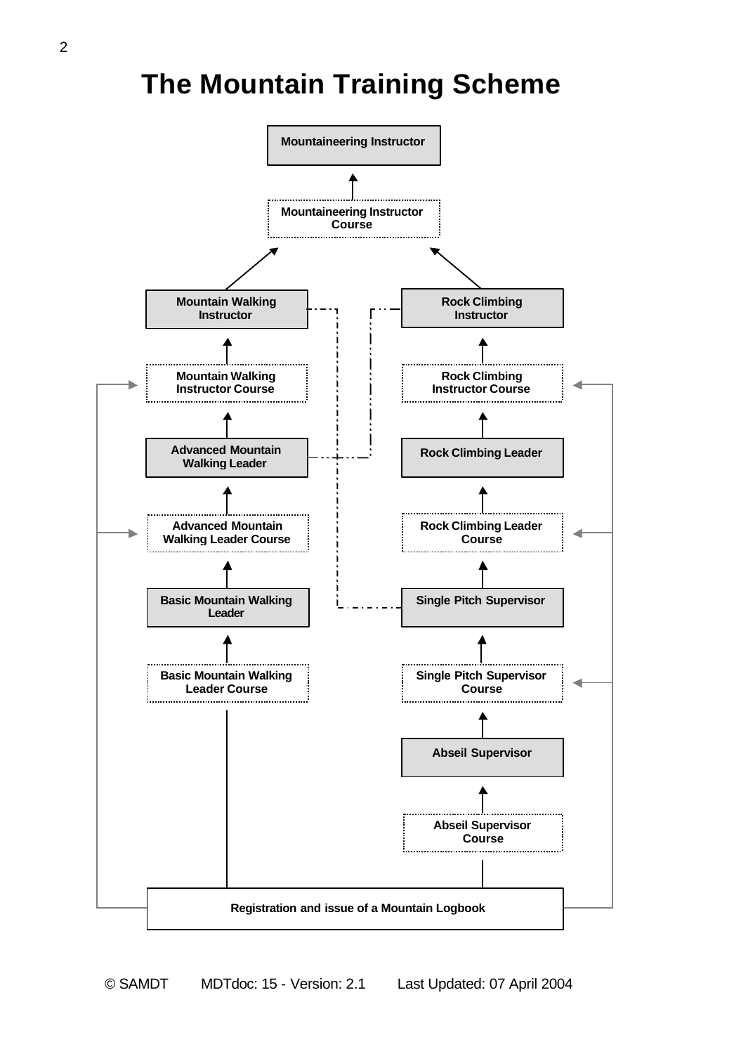# The Mountain Training Scheme

Mountaineering Instructor

Mountaineering Instructor Course

Mountain Walking Instructor

Rock Climbing Instructor

Mountain Walking Instructor Course

Rock Climbing Instructor Course

Advanced Mountain Walking Leader

Rock Climbing Leader

Advanced Mountain Walking Leader Course

Rock Climbing Leader Course

Basic Mountain Walking Leader

Single Pitch Supervisor

Basic Mountain Walking Leader Course

Single Pitch Supervisor Course

Abseil Supervisor

Abseil Supervisor Course

Registration and issue of a Mountain Logbook

© SAMDT MDTdoc: 15 - Version: 2.1 Last Updated: 07 April 2004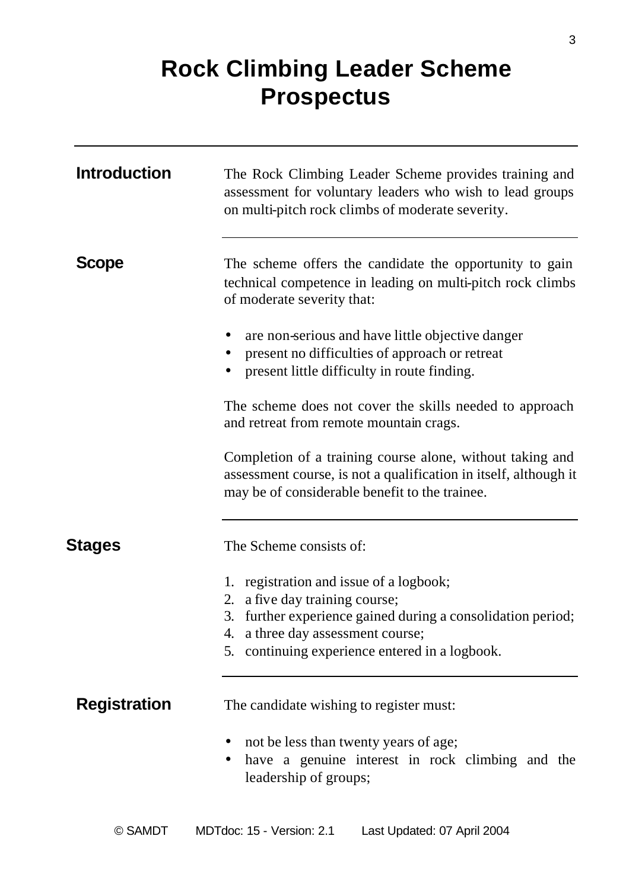# Rock Climbing Leader Scheme Prospectus

## Introduction

The Rock Climbing Leader Scheme provides training and assessment for voluntary leaders who wish to lead groups on multi-pitch rock climbs of moderate severity.

## Scope

The scheme offers the candidate the opportunity to gain technical competence in leading on multi-pitch rock climbs of moderate severity that:

- are non-serious and have little objective danger
- present no difficulties of approach or retreat
- present little difficulty in route finding.

The scheme does not cover the skills needed to approach and retreat from remote mountain crags.

Completion of a training course alone, without taking and assessment course, is not a qualification in itself, although it may be of considerable benefit to the trainee.

## Stages

The Scheme consists of:

1. registration and issue of a logbook;
2. a five day training course;
3. further experience gained during a consolidation period;
4. a three day assessment course;
5. continuing experience entered in a logbook.

## Registration

The candidate wishing to register must:

- not be less than twenty years of age;
- have a genuine interest in rock climbing and the leadership of groups;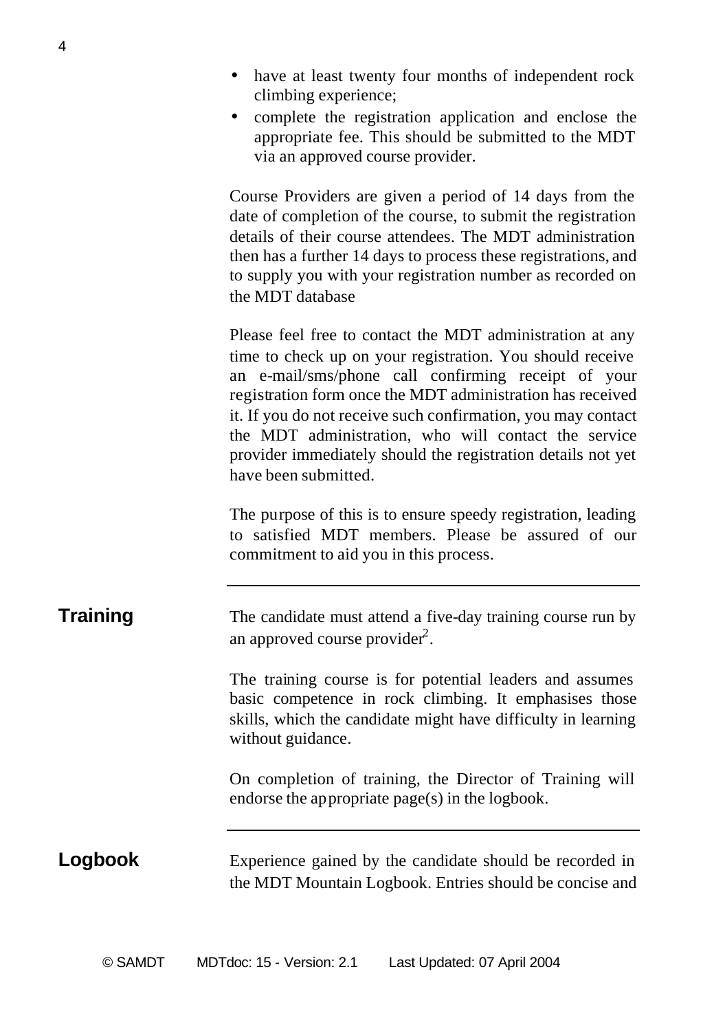- have at least twenty four months of independent rock climbing experience;
- complete the registration application and enclose the appropriate fee. This should be submitted to the MDT via an approved course provider.

Course Providers are given a period of 14 days from the date of completion of the course, to submit the registration details of their course attendees. The MDT administration then has a further 14 days to process these registrations, and to supply you with your registration number as recorded on the MDT database

Please feel free to contact the MDT administration at any time to check up on your registration. You should receive an e-mail/sms/phone call confirming receipt of your registration form once the MDT administration has received it. If you do not receive such confirmation, you may contact the MDT administration, who will contact the service provider immediately should the registration details not yet have been submitted.

The purpose of this is to ensure speedy registration, leading to satisfied MDT members. Please be assured of our commitment to aid you in this process.

---

## Training

The candidate must attend a five-day training course run by an approved course provider[2].

The training course is for potential leaders and assumes basic competence in rock climbing. It emphasises those skills, which the candidate might have difficulty in learning without guidance.

On completion of training, the Director of Training will endorse the appropriate page(s) in the logbook.

---

## Logbook

Experience gained by the candidate should be recorded in the MDT Mountain Logbook. Entries should be concise and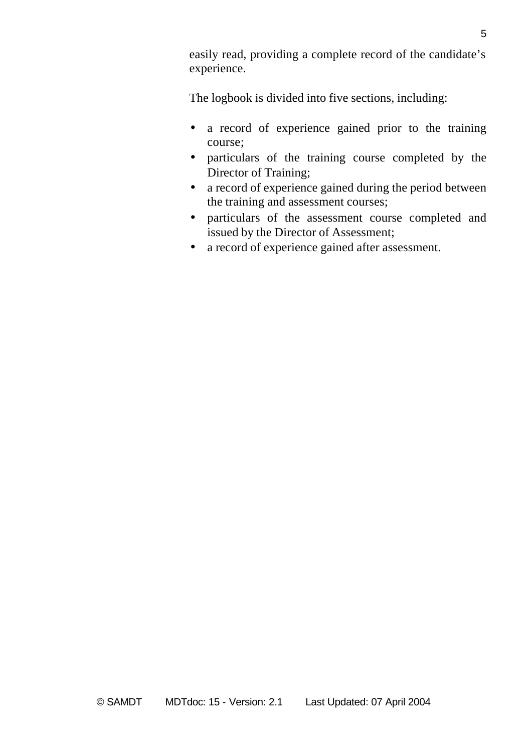easily read, providing a complete record of the candidate's experience.

The logbook is divided into five sections, including:

- a record of experience gained prior to the training course;
- particulars of the training course completed by the Director of Training;
- a record of experience gained during the period between the training and assessment courses;
- particulars of the assessment course completed and issued by the Director of Assessment;
- a record of experience gained after assessment.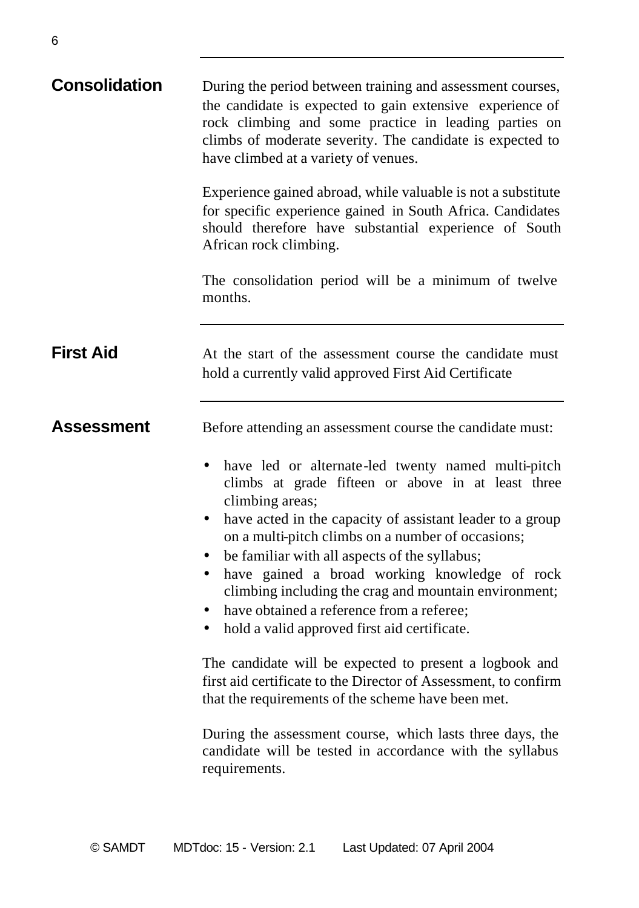## Consolidation

During the period between training and assessment courses, the candidate is expected to gain extensive experience of rock climbing and some practice in leading parties on climbs of moderate severity. The candidate is expected to have climbed at a variety of venues.

Experience gained abroad, while valuable is not a substitute for specific experience gained in South Africa. Candidates should therefore have substantial experience of South African rock climbing.

The consolidation period will be a minimum of twelve months.

## First Aid

At the start of the assessment course the candidate must hold a currently valid approved First Aid Certificate

## Assessment

Before attending an assessment course the candidate must:

- have led or alternate-led twenty named multi-pitch climbs at grade fifteen or above in at least three climbing areas;
- have acted in the capacity of assistant leader to a group on a multi-pitch climbs on a number of occasions;
- be familiar with all aspects of the syllabus;
- have gained a broad working knowledge of rock climbing including the crag and mountain environment;
- have obtained a reference from a referee;
- hold a valid approved first aid certificate.

The candidate will be expected to present a logbook and first aid certificate to the Director of Assessment, to confirm that the requirements of the scheme have been met.

During the assessment course, which lasts three days, the candidate will be tested in accordance with the syllabus requirements.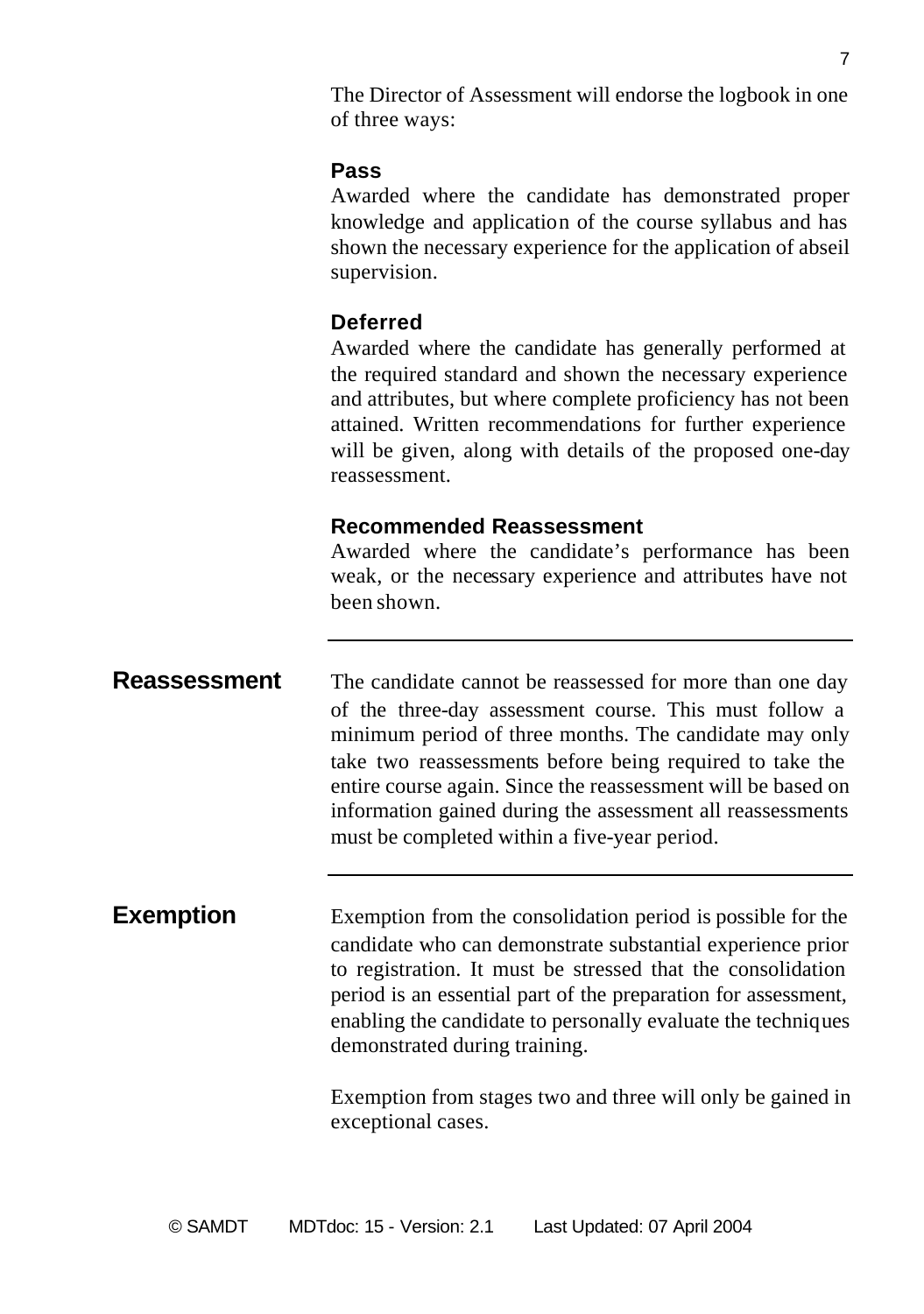The Director of Assessment will endorse the logbook in one of three ways:

### Pass

Awarded where the candidate has demonstrated proper knowledge and application of the course syllabus and has shown the necessary experience for the application of abseil supervision.

### Deferred

Awarded where the candidate has generally performed at the required standard and shown the necessary experience and attributes, but where complete proficiency has not been attained. Written recommendations for further experience will be given, along with details of the proposed one-day reassessment.

### Recommended Reassessment

Awarded where the candidate's performance has been weak, or the necessary experience and attributes have not been shown.

---

## Reassessment

The candidate cannot be reassessed for more than one day of the three-day assessment course. This must follow a minimum period of three months. The candidate may only take two reassessments before being required to take the entire course again. Since the reassessment will be based on information gained during the assessment all reassessments must be completed within a five-year period.

---

## Exemption

Exemption from the consolidation period is possible for the candidate who can demonstrate substantial experience prior to registration. It must be stressed that the consolidation period is an essential part of the preparation for assessment, enabling the candidate to personally evaluate the techniques demonstrated during training.

Exemption from stages two and three will only be gained in exceptional cases.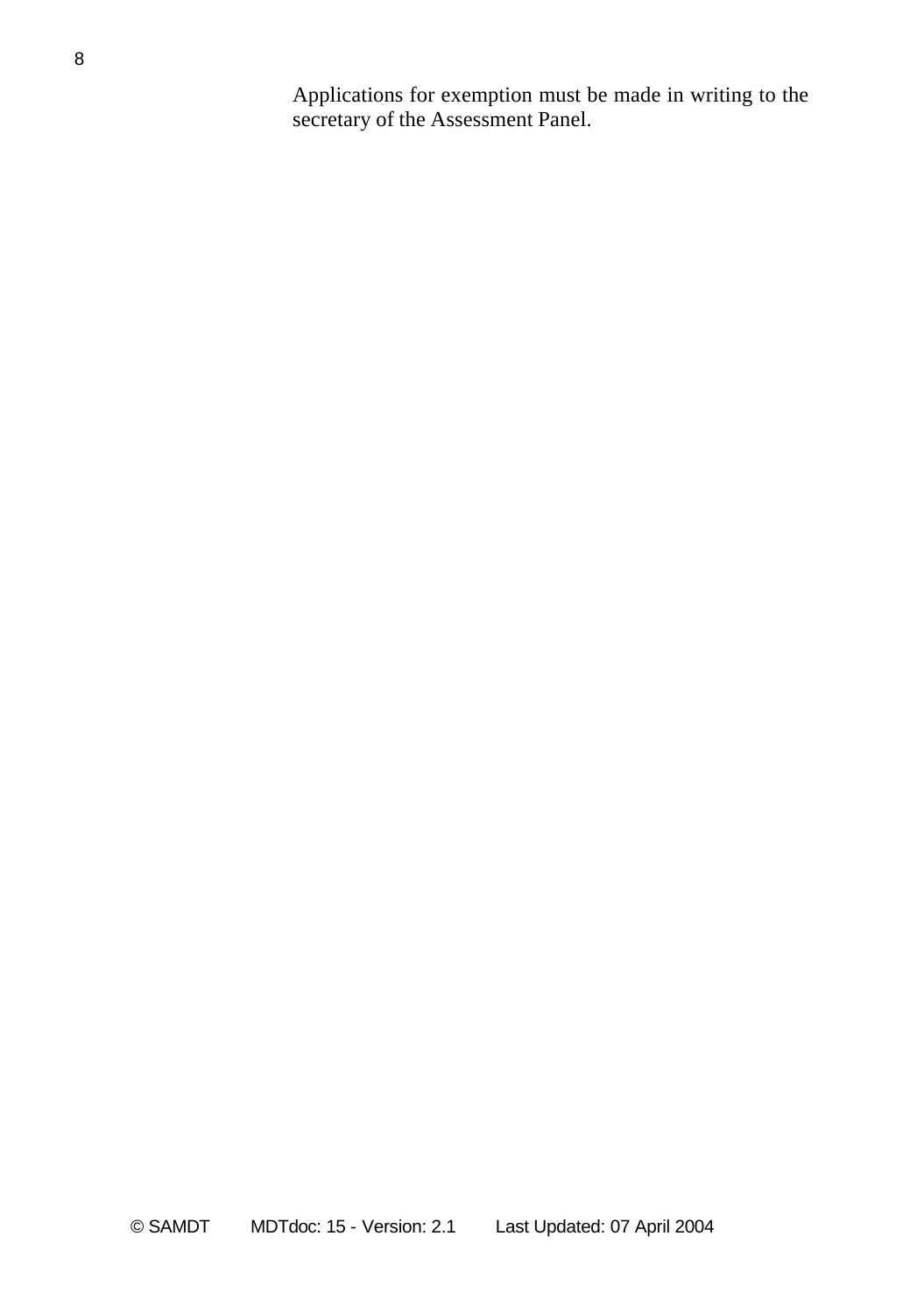Applications for exemption must be made in writing to the secretary of the Assessment Panel.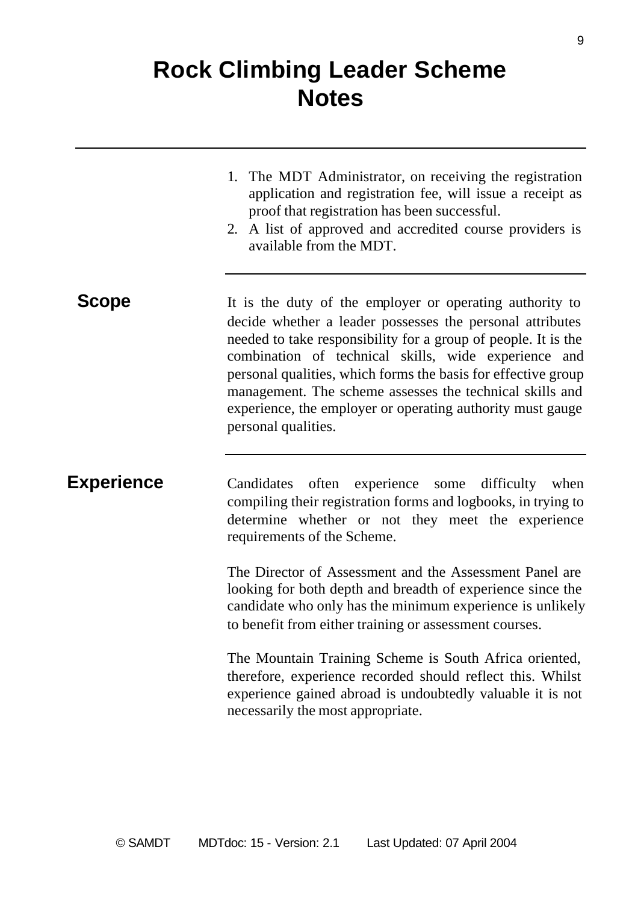# Rock Climbing Leader Scheme Notes

1. The MDT Administrator, on receiving the registration application and registration fee, will issue a receipt as proof that registration has been successful.
2. A list of approved and accredited course providers is available from the MDT.

## Scope

It is the duty of the employer or operating authority to decide whether a leader possesses the personal attributes needed to take responsibility for a group of people. It is the combination of technical skills, wide experience and personal qualities, which forms the basis for effective group management. The scheme assesses the technical skills and experience, the employer or operating authority must gauge personal qualities.

## Experience

Candidates often experience some difficulty when compiling their registration forms and logbooks, in trying to determine whether or not they meet the experience requirements of the Scheme.

The Director of Assessment and the Assessment Panel are looking for both depth and breadth of experience since the candidate who only has the minimum experience is unlikely to benefit from either training or assessment courses.

The Mountain Training Scheme is South Africa oriented, therefore, experience recorded should reflect this. Whilst experience gained abroad is undoubtedly valuable it is not necessarily the most appropriate.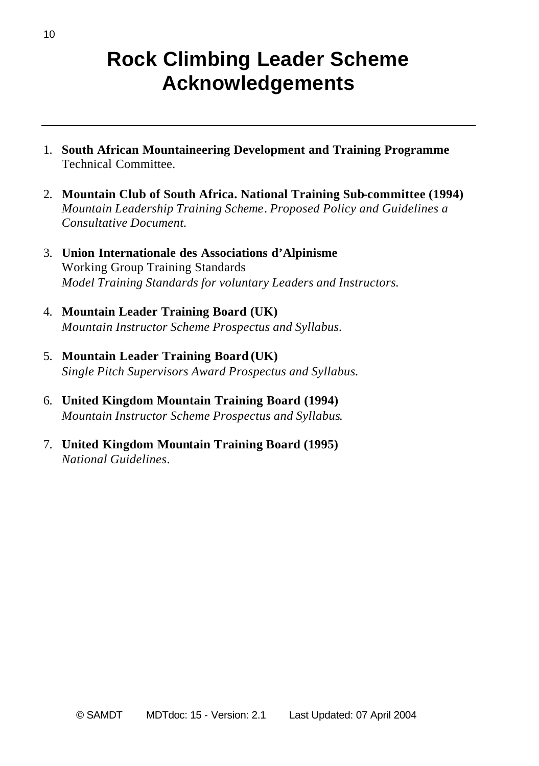# Rock Climbing Leader Scheme Acknowledgements

---

1. **South African Mountaineering Development and Training Programme** Technical Committee.

2. **Mountain Club of South Africa. National Training Sub-committee (1994)** *Mountain Leadership Training Scheme. Proposed Policy and Guidelines a Consultative Document.*

3. **Union Internationale des Associations d'Alpinisme** Working Group Training Standards *Model Training Standards for voluntary Leaders and Instructors.*

4. **Mountain Leader Training Board (UK)** *Mountain Instructor Scheme Prospectus and Syllabus.*

5. **Mountain Leader Training Board (UK)** *Single Pitch Supervisors Award Prospectus and Syllabus.*

6. **United Kingdom Mountain Training Board (1994)** *Mountain Instructor Scheme Prospectus and Syllabus.*

7. **United Kingdom Mountain Training Board (1995)** *National Guidelines.*

© SAMDT MDTdoc: 15 - Version: 2.1 Last Updated: 07 April 2004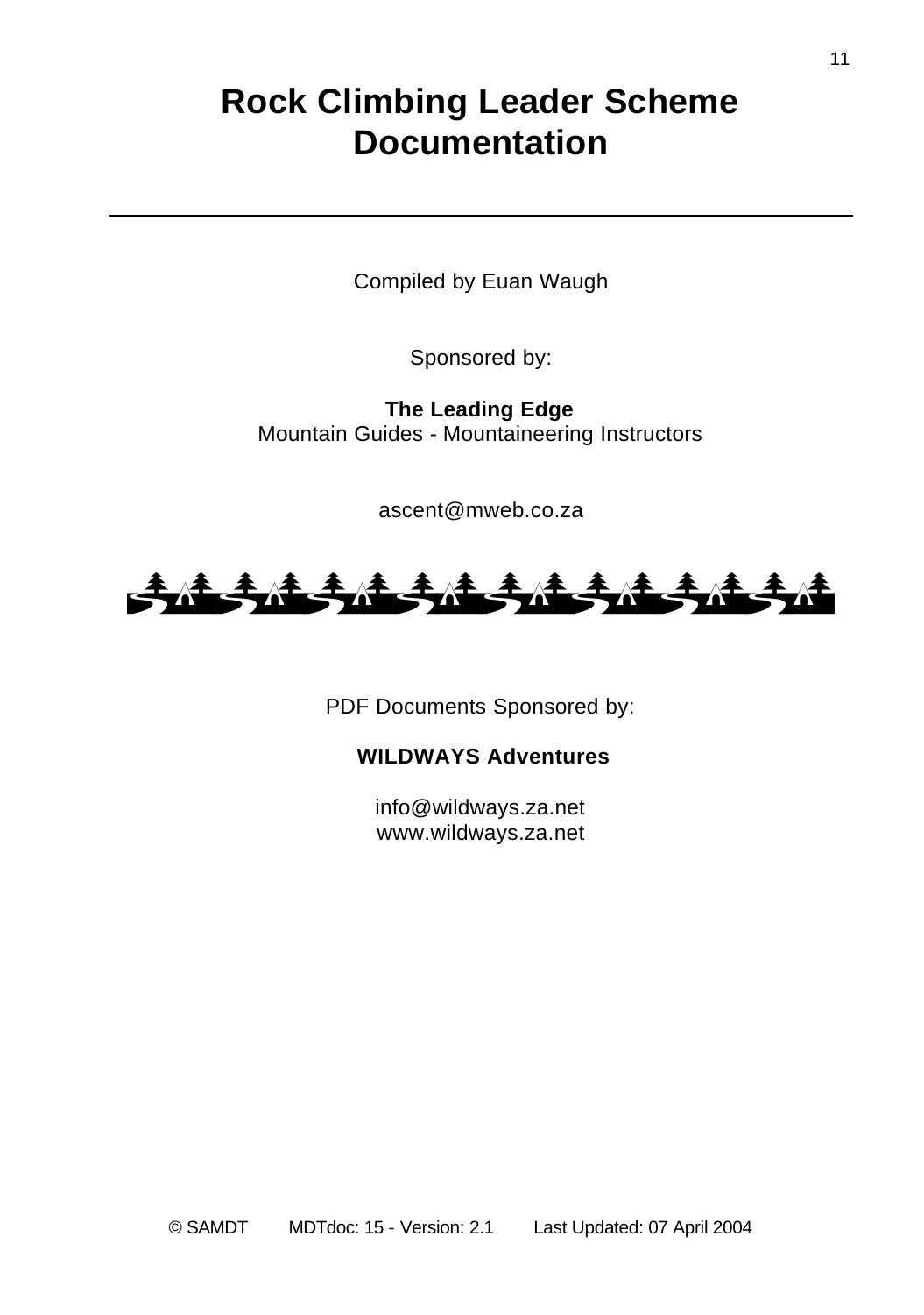# Rock Climbing Leader Scheme Documentation

Compiled by Euan Waugh

Sponsored by:

**The Leading Edge**
Mountain Guides - Mountaineering Instructors

ascent@mweb.co.za

PDF Documents Sponsored by:

**WILDWAYS Adventures**

info@wildways.za.net
www.wildways.za.net

© SAMDT MDTdoc: 15 - Version: 2.1 Last Updated: 07 April 2004